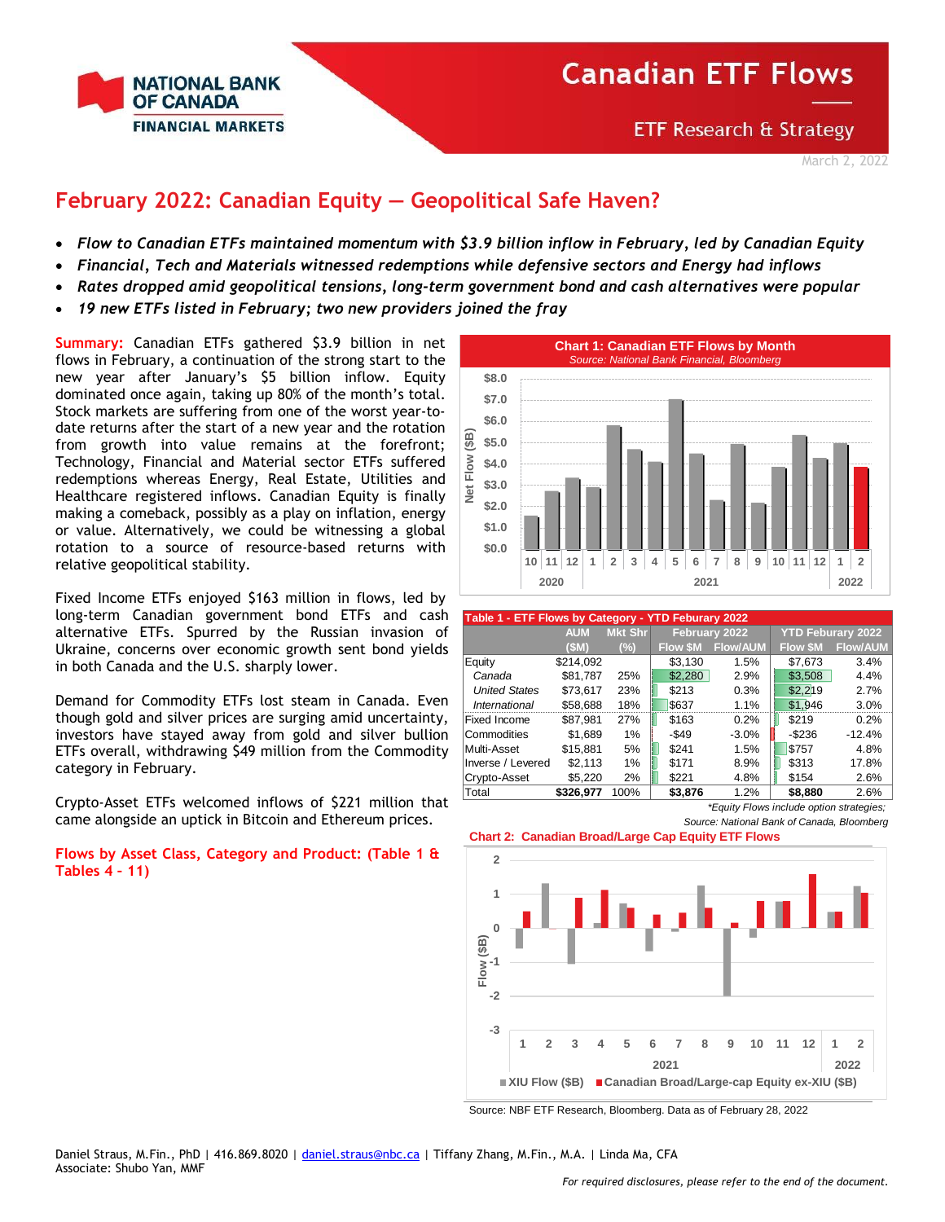# Canadian ETF Flows

ETF Research & Strategy

March 2, 2022

## February 2022: Canadian Equity — Geopolitical Safe Haven?

- *Flow to Canadian ETFs maintained momentum with $3.9 billion inflow in February, led by Canadian Equity*
- *Financial, Tech and Materials witnessed redemptions while defensive sectors and Energy had inflows*
- *Rates dropped amid geopolitical tensions, long-term government bond and cash alternatives were popular*
- *19 new ETFs listed in February; two new providers joined the fray*

**Summary:** Canadian ETFs gathered $3.9 billion in net flows in February, a continuation of the strong start to the new year after January's $5 billion inflow. Equity dominated once again, taking up 80% of the month's total. Stock markets are suffering from one of the worst year-to-date returns after the start of a new year and the rotation from growth into value remains at the forefront; Technology, Financial and Material sector ETFs suffered redemptions whereas Energy, Real Estate, Utilities and Healthcare registered inflows. Canadian Equity is finally making a comeback, possibly as a play on inflation, energy or value. Alternatively, we could be witnessing a global rotation to a source of resource-based returns with relative geopolitical stability.

Fixed Income ETFs enjoyed $163 million in flows, led by long-term Canadian government bond ETFs and cash alternative ETFs. Spurred by the Russian invasion of Ukraine, concerns over economic growth sent bond yields in both Canada and the U.S. sharply lower.

Demand for Commodity ETFs lost steam in Canada. Even though gold and silver prices are surging amid uncertainty, investors have stayed away from gold and silver bullion ETFs overall, withdrawing $49 million from the Commodity category in February.

Crypto-Asset ETFs welcomed inflows of $221 million that came alongside an uptick in Bitcoin and Ethereum prices.

**Flows by Asset Class, Category and Product: (Table 1 & Tables 4 – 11)**

**Chart 1: Canadian ETF Flows by Month**
*Source: National Bank Financial, Bloomberg*

**Table 1 - ETF Flows by Category - YTD Feburary 2022**

| | AUM ($M) | Mkt Shr (%) | February 2022 Flow $M | February 2022 Flow/AUM | YTD Feburary 2022 Flow $M | YTD Feburary 2022 Flow/AUM |
|---|---|---|---|---|---|---|
| Equity | $214,092 | | $3,130 | 1.5% | $7,673 | 3.4% |
| *Canada* | $81,787 | 25% | $2,280 | 2.9% | $3,508 | 4.4% |
| *United States* | $73,617 | 23% | $213 | 0.3% | $2,219 | 2.7% |
| *International* | $58,688 | 18% | $637 | 1.1% | $1,946 | 3.0% |
| Fixed Income | $87,981 | 27% | $163 | 0.2% | $219 | 0.2% |
| Commodities | $1,689 | 1% | -$49 | -3.0% | -$236 | -12.4% |
| Multi-Asset | $15,881 | 5% | $241 | 1.5% | $757 | 4.8% |
| Inverse / Levered | $2,113 | 1% | $171 | 8.9% | $313 | 17.8% |
| Crypto-Asset | $5,220 | 2% | $221 | 4.8% | $154 | 2.6% |
| Total | **$326,977** | 100% | **$3,876** | 1.2% | **$8,880** | 2.6% |

*\*Equity Flows include option strategies;*
*Source: National Bank of Canada, Bloomberg*

**Chart 2: Canadian Broad/Large Cap Equity ETF Flows**

Source: NBF ETF Research, Bloomberg. Data as of February 28, 2022

Daniel Straus, M.Fin., PhD | 416.869.8020 | daniel.straus@nbc.ca | Tiffany Zhang, M.Fin., M.A. | Linda Ma, CFA
Associate: Shubo Yan, MMF

*For required disclosures, please refer to the end of the document.*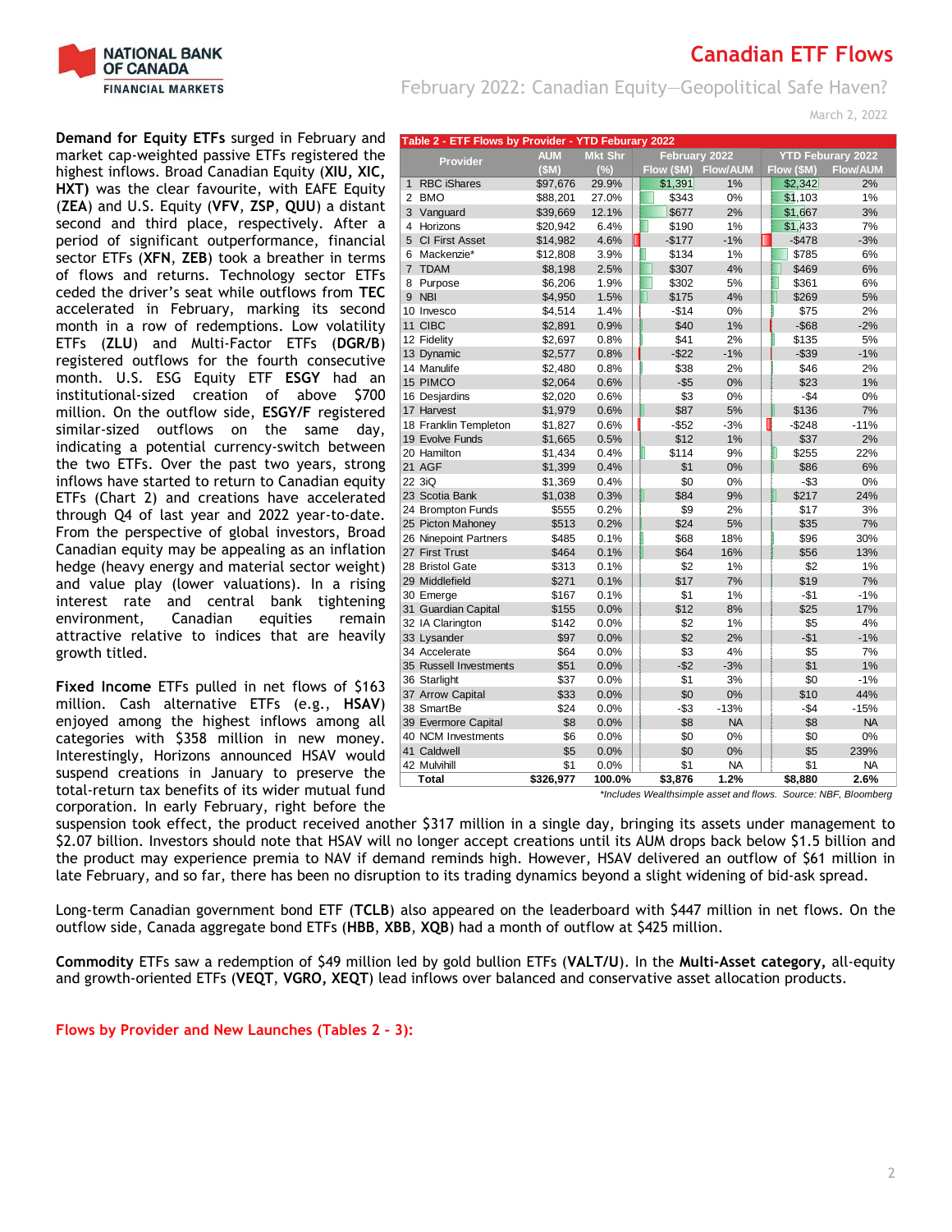**Demand for Equity ETFs** surged in February and market cap-weighted passive ETFs registered the highest inflows. Broad Canadian Equity (**XIU, XIC, HXT)** was the clear favourite, with EAFE Equity (**ZEA**) and U.S. Equity (**VFV**, **ZSP**, **QUU**) a distant second and third place, respectively. After a period of significant outperformance, financial sector ETFs (**XFN**, **ZEB**) took a breather in terms of flows and returns. Technology sector ETFs ceded the driver's seat while outflows from **TEC** accelerated in February, marking its second month in a row of redemptions. Low volatility ETFs (**ZLU**) and Multi-Factor ETFs (**DGR/B**) registered outflows for the fourth consecutive month. U.S. ESG Equity ETF **ESGY** had an institutional-sized creation of above $700 million. On the outflow side, **ESGY/F** registered similar-sized outflows on the same day, indicating a potential currency-switch between the two ETFs. Over the past two years, strong inflows have started to return to Canadian equity ETFs (Chart 2) and creations have accelerated through Q4 of last year and 2022 year-to-date. From the perspective of global investors, Broad Canadian equity may be appealing as an inflation hedge (heavy energy and material sector weight) and value play (lower valuations). In a rising interest rate and central bank tightening environment, Canadian equities remain attractive relative to indices that are heavily growth titled.

**Fixed Income** ETFs pulled in net flows of $163 million. Cash alternative ETFs (e.g., **HSAV**) enjoyed among the highest inflows among all categories with $358 million in new money. Interestingly, Horizons announced HSAV would suspend creations in January to preserve the total-return tax benefits of its wider mutual fund corporation. In early February, right before the suspension took effect, the product received another $317 million in a single day, bringing its assets under management to $2.07 billion. Investors should note that HSAV will no longer accept creations until its AUM drops back below $1.5 billion and the product may experience premia to NAV if demand reminds high. However, HSAV delivered an outflow of $61 million in late February, and so far, there has been no disruption to its trading dynamics beyond a slight widening of bid-ask spread.

Long-term Canadian government bond ETF (**TCLB**) also appeared on the leaderboard with $447 million in net flows. On the outflow side, Canada aggregate bond ETFs (**HBB**, **XBB**, **XQB**) had a month of outflow at $425 million.

**Commodity** ETFs saw a redemption of $49 million led by gold bullion ETFs (**VALT/U**). In the **Multi-Asset category,** all-equity and growth-oriented ETFs (**VEQT**, **VGRO, XEQT**) lead inflows over balanced and conservative asset allocation products.

**Table 2 - ETF Flows by Provider - YTD Feburary 2022**

| | Provider | AUM ($M) | Mkt Shr (%) | February 2022 Flow ($M) | February 2022 Flow/AUM | YTD Feburary 2022 Flow ($M) | YTD Feburary 2022 Flow/AUM |
|---|---|---|---|---|---|---|---|
| 1 | RBC iShares | $97,676 | 29.9% | $1,391 | 1% | $2,342 | 2% |
| 2 | BMO | $88,201 | 27.0% | $343 | 0% | $1,103 | 1% |
| 3 | Vanguard | $39,669 | 12.1% | $677 | 2% | $1,667 | 3% |
| 4 | Horizons | $20,942 | 6.4% | $190 | 1% | $1,433 | 7% |
| 5 | CI First Asset | $14,982 | 4.6% | -$177 | -1% | -$478 | -3% |
| 6 | Mackenzie* | $12,808 | 3.9% | $134 | 1% | $785 | 6% |
| 7 | TDAM | $8,198 | 2.5% | $307 | 4% | $469 | 6% |
| 8 | Purpose | $6,206 | 1.9% | $302 | 5% | $361 | 6% |
| 9 | NBI | $4,950 | 1.5% | $175 | 4% | $269 | 5% |
| 10 | Invesco | $4,514 | 1.4% | -$14 | 0% | $75 | 2% |
| 11 | CIBC | $2,891 | 0.9% | $40 | 1% | -$68 | -2% |
| 12 | Fidelity | $2,697 | 0.8% | $41 | 2% | $135 | 5% |
| 13 | Dynamic | $2,577 | 0.8% | -$22 | -1% | -$39 | -1% |
| 14 | Manulife | $2,480 | 0.8% | $38 | 2% | $46 | 2% |
| 15 | PIMCO | $2,064 | 0.6% | -$5 | 0% | $23 | 1% |
| 16 | Desjardins | $2,020 | 0.6% | $3 | 0% | -$4 | 0% |
| 17 | Harvest | $1,979 | 0.6% | $87 | 5% | $136 | 7% |
| 18 | Franklin Templeton | $1,827 | 0.6% | -$52 | -3% | -$248 | -11% |
| 19 | Evolve Funds | $1,665 | 0.5% | $12 | 1% | $37 | 2% |
| 20 | Hamilton | $1,434 | 0.4% | $114 | 9% | $255 | 22% |
| 21 | AGF | $1,399 | 0.4% | $1 | 0% | $86 | 6% |
| 22 | 3iQ | $1,369 | 0.4% | $0 | 0% | -$3 | 0% |
| 23 | Scotia Bank | $1,038 | 0.3% | $84 | 9% | $217 | 24% |
| 24 | Brompton Funds | $555 | 0.2% | $9 | 2% | $17 | 3% |
| 25 | Picton Mahoney | $513 | 0.2% | $24 | 5% | $35 | 7% |
| 26 | Ninepoint Partners | $485 | 0.1% | $68 | 18% | $96 | 30% |
| 27 | First Trust | $464 | 0.1% | $64 | 16% | $56 | 13% |
| 28 | Bristol Gate | $313 | 0.1% | $2 | 1% | $2 | 1% |
| 29 | Middlefield | $271 | 0.1% | $17 | 7% | $19 | 7% |
| 30 | Emerge | $167 | 0.1% | $1 | 1% | -$1 | -1% |
| 31 | Guardian Capital | $155 | 0.0% | $12 | 8% | $25 | 17% |
| 32 | IA Clarington | $142 | 0.0% | $2 | 1% | $5 | 4% |
| 33 | Lysander | $97 | 0.0% | $2 | 2% | -$1 | -1% |
| 34 | Accelerate | $64 | 0.0% | $3 | 4% | $5 | 7% |
| 35 | Russell Investments | $51 | 0.0% | -$2 | -3% | $1 | 1% |
| 36 | Starlight | $37 | 0.0% | $1 | 3% | $0 | -1% |
| 37 | Arrow Capital | $33 | 0.0% | $0 | 0% | $10 | 44% |
| 38 | SmartBe | $24 | 0.0% | -$3 | -13% | -$4 | -15% |
| 39 | Evermore Capital | $8 | 0.0% | $8 | NA | $8 | NA |
| 40 | NCM Investments | $6 | 0.0% | $0 | 0% | $0 | 0% |
| 41 | Caldwell | $5 | 0.0% | $0 | 0% | $5 | 239% |
| 42 | Mulvihill | $1 | 0.0% | $1 | NA | $1 | NA |
| | **Total** | **$326,977** | **100.0%** | **$3,876** | **1.2%** | **$8,880** | **2.6%** |

*\*Includes Wealthsimple asset and flows. Source: NBF, Bloomberg*

## Flows by Provider and New Launches (Tables 2 - 3):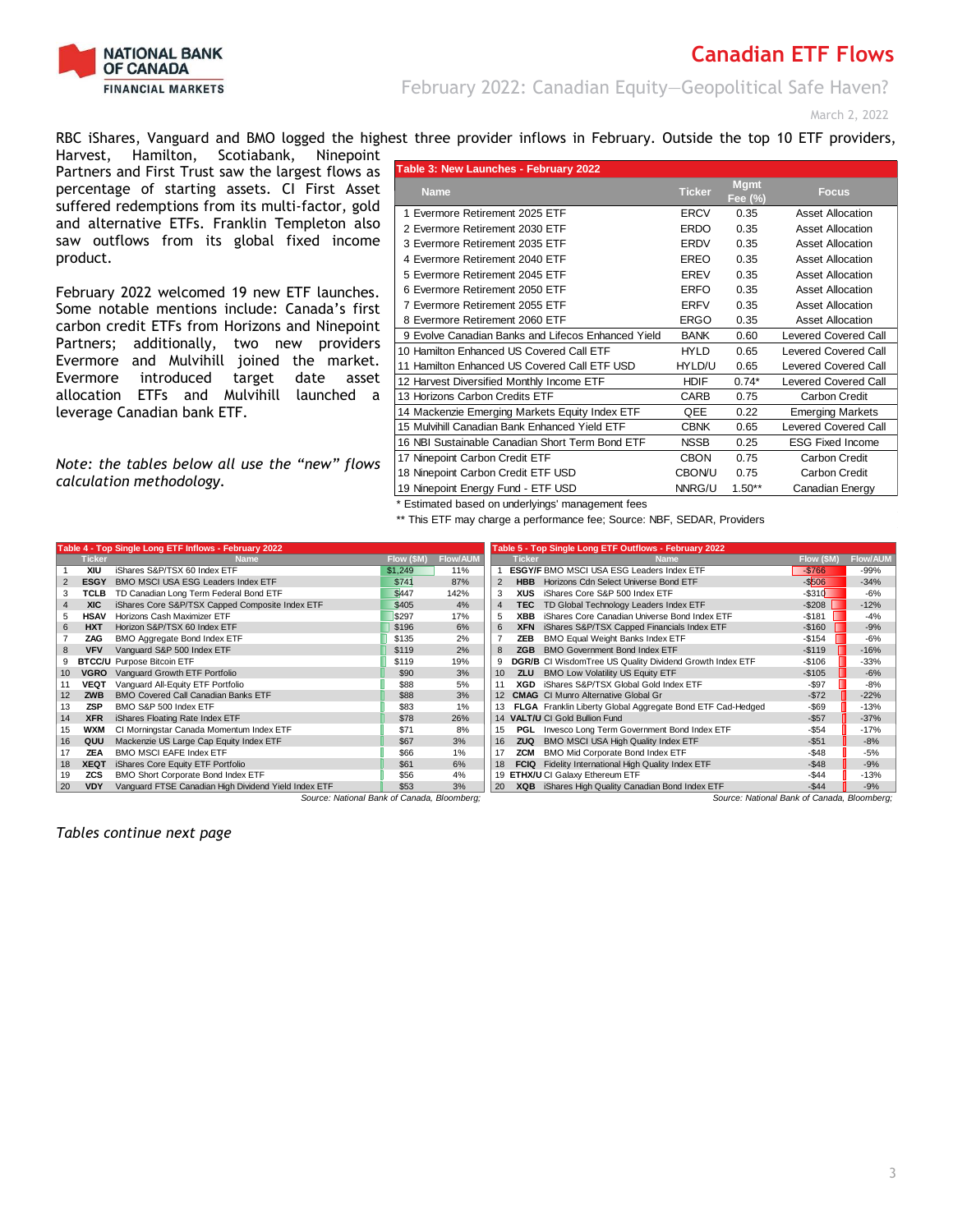RBC iShares, Vanguard and BMO logged the highest three provider inflows in February. Outside the top 10 ETF providers, Harvest, Hamilton, Scotiabank, Ninepoint Partners and First Trust saw the largest flows as percentage of starting assets. CI First Asset suffered redemptions from its multi-factor, gold and alternative ETFs. Franklin Templeton also saw outflows from its global fixed income product.

February 2022 welcomed 19 new ETF launches. Some notable mentions include: Canada's first carbon credit ETFs from Horizons and Ninepoint Partners; additionally, two new providers Evermore and Mulvihill joined the market. Evermore introduced target date asset allocation ETFs and Mulvihill launched a leverage Canadian bank ETF.

*Note: the tables below all use the "new" flows calculation methodology.*

**Table 3: New Launches - February 2022**

| Name | Ticker | Mgmt Fee (%) | Focus |
|---|---|---|---|
| 1 Evermore Retirement 2025 ETF | ERCV | 0.35 | Asset Allocation |
| 2 Evermore Retirement 2030 ETF | ERDO | 0.35 | Asset Allocation |
| 3 Evermore Retirement 2035 ETF | ERDV | 0.35 | Asset Allocation |
| 4 Evermore Retirement 2040 ETF | EREO | 0.35 | Asset Allocation |
| 5 Evermore Retirement 2045 ETF | EREV | 0.35 | Asset Allocation |
| 6 Evermore Retirement 2050 ETF | ERFO | 0.35 | Asset Allocation |
| 7 Evermore Retirement 2055 ETF | ERFV | 0.35 | Asset Allocation |
| 8 Evermore Retirement 2060 ETF | ERGO | 0.35 | Asset Allocation |
| 9 Evolve Canadian Banks and Lifecos Enhanced Yield | BANK | 0.60 | Levered Covered Call |
| 10 Hamilton Enhanced US Covered Call ETF | HYLD | 0.65 | Levered Covered Call |
| 11 Hamilton Enhanced US Covered Call ETF USD | HYLD/U | 0.65 | Levered Covered Call |
| 12 Harvest Diversified Monthly Income ETF | HDIF | 0.74* | Levered Covered Call |
| 13 Horizons Carbon Credits ETF | CARB | 0.75 | Carbon Credit |
| 14 Mackenzie Emerging Markets Equity Index ETF | QEE | 0.22 | Emerging Markets |
| 15 Mulvihill Canadian Bank Enhanced Yield ETF | CBNK | 0.65 | Levered Covered Call |
| 16 NBI Sustainable Canadian Short Term Bond ETF | NSSB | 0.25 | ESG Fixed Income |
| 17 Ninepoint Carbon Credit ETF | CBON | 0.75 | Carbon Credit |
| 18 Ninepoint Carbon Credit ETF USD | CBON/U | 0.75 | Carbon Credit |
| 19 Ninepoint Energy Fund - ETF USD | NNRG/U | 1.50** | Canadian Energy |

\* Estimated based on underlyings' management fees

\*\* This ETF may charge a performance fee; Source: NBF, SEDAR, Providers

**Table 4 - Top Single Long ETF Inflows - February 2022**

| | Ticker | Name | Flow ($M) | Flow/AUM |
|---|---|---|---|---|
| 1 | XIU | iShares S&P/TSX 60 Index ETF | $1,249 | 11% |
| 2 | ESGY | BMO MSCI USA ESG Leaders Index ETF | $741 | 87% |
| 3 | TCLB | TD Canadian Long Term Federal Bond ETF | $447 | 142% |
| 4 | XIC | iShares Core S&P/TSX Capped Composite Index ETF | $405 | 4% |
| 5 | HSAV | Horizons Cash Maximizer ETF | $297 | 17% |
| 6 | HXT | Horizon S&P/TSX 60 Index ETF | $196 | 6% |
| 7 | ZAG | BMO Aggregate Bond Index ETF | $135 | 2% |
| 8 | VFV | Vanguard S&P 500 Index ETF | $119 | 2% |
| 9 | BTCC/U | Purpose Bitcoin ETF | $119 | 19% |
| 10 | VGRO | Vanguard Growth ETF Portfolio | $90 | 3% |
| 11 | VEQT | Vanguard All-Equity ETF Portfolio | $88 | 5% |
| 12 | ZWB | BMO Covered Call Canadian Banks ETF | $88 | 3% |
| 13 | ZSP | BMO S&P 500 Index ETF | $83 | 1% |
| 14 | XFR | iShares Floating Rate Index ETF | $78 | 26% |
| 15 | WXM | CI Morningstar Canada Momentum Index ETF | $71 | 8% |
| 16 | QUU | Mackenzie US Large Cap Equity Index ETF | $67 | 3% |
| 17 | ZEA | BMO MSCI EAFE Index ETF | $66 | 1% |
| 18 | XEQT | iShares Core Equity ETF Portfolio | $61 | 6% |
| 19 | ZCS | BMO Short Corporate Bond Index ETF | $56 | 4% |
| 20 | VDY | Vanguard FTSE Canadian High Dividend Yield Index ETF | $53 | 3% |

*Source: National Bank of Canada, Bloomberg;*

**Table 5 - Top Single Long ETF Outflows - February 2022**

| | Ticker | Name | Flow ($M) | Flow/AUM |
|---|---|---|---|---|
| 1 | ESGY/F | BMO MSCI USA ESG Leaders Index ETF | -$766 | -99% |
| 2 | HBB | Horizons Cdn Select Universe Bond ETF | -$506 | -34% |
| 3 | XUS | iShares Core S&P 500 Index ETF | -$310 | -6% |
| 4 | TEC | TD Global Technology Leaders Index ETF | -$208 | -12% |
| 5 | XBB | iShares Core Canadian Universe Bond Index ETF | -$181 | -4% |
| 6 | XFN | iShares S&P/TSX Capped Financials Index ETF | -$160 | -9% |
| 7 | ZEB | BMO Equal Weight Banks Index ETF | -$154 | -6% |
| 8 | ZGB | BMO Government Bond Index ETF | -$119 | -16% |
| 9 | DGR/B | CI WisdomTree US Quality Dividend Growth Index ETF | -$106 | -33% |
| 10 | ZLU | BMO Low Volatility US Equity ETF | -$105 | -6% |
| 11 | XGD | iShares S&P/TSX Global Gold Index ETF | -$97 | -8% |
| 12 | CMAG | CI Munro Alternative Global Gr | -$72 | -22% |
| 13 | FLGA | Franklin Liberty Global Aggregate Bond ETF Cad-Hedged | -$69 | -13% |
| 14 | VALT/U | CI Gold Bullion Fund | -$57 | -37% |
| 15 | PGL | Invesco Long Term Government Bond Index ETF | -$54 | -17% |
| 16 | ZUQ | BMO MSCI USA High Quality Index ETF | -$51 | -8% |
| 17 | ZCM | BMO Mid Corporate Bond Index ETF | -$48 | -5% |
| 18 | FCIQ | Fidelity International High Quality Index ETF | -$48 | -9% |
| 19 | ETHX/U | CI Galaxy Ethereum ETF | -$44 | -13% |
| 20 | XQB | iShares High Quality Canadian Bond Index ETF | -$44 | -9% |

*Source: National Bank of Canada, Bloomberg;*

*Tables continue next page*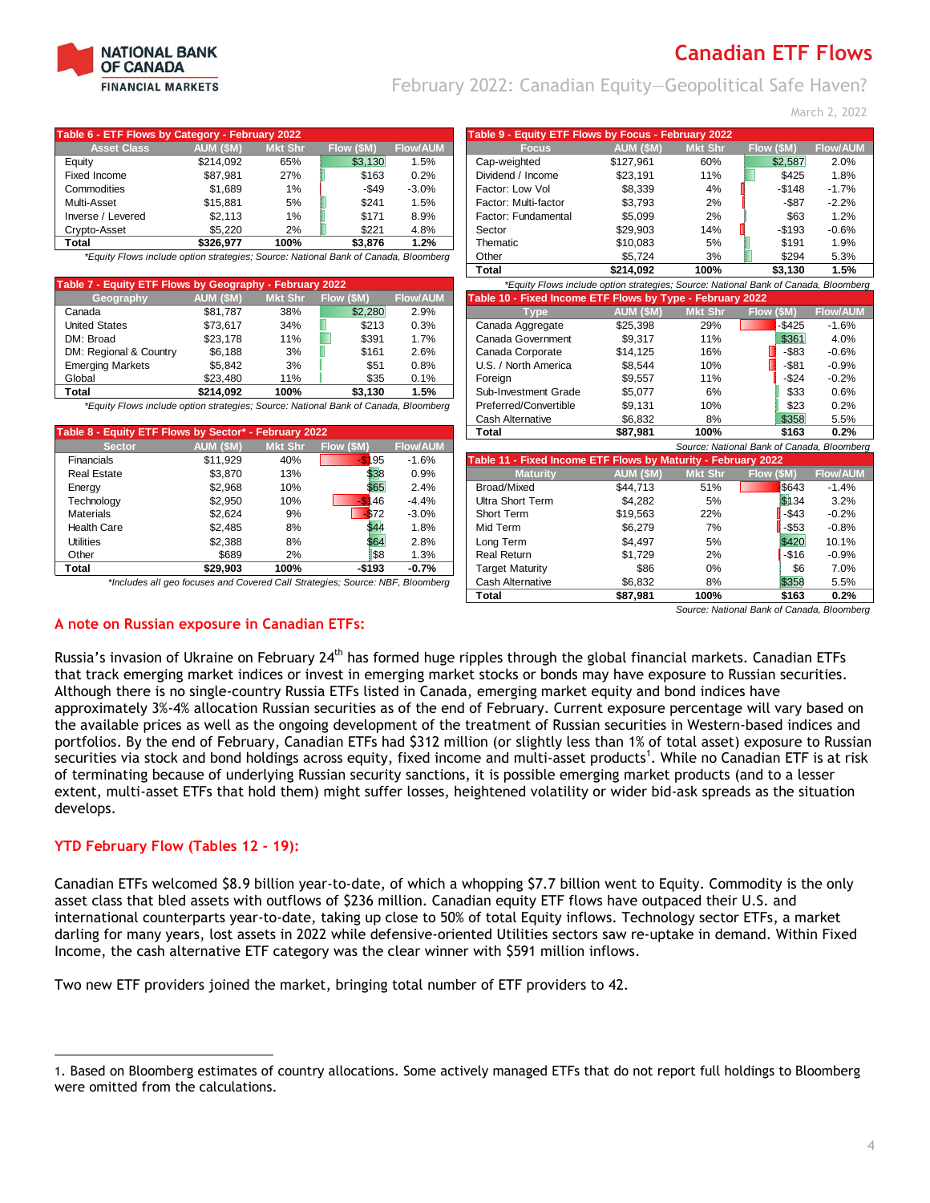# Canadian ETF Flows

## February 2022: Canadian Equity—Geopolitical Safe Haven?

March 2, 2022

**Table 6 - ETF Flows by Category - February 2022**

| Asset Class | AUM ($M) | Mkt Shr | Flow ($M) | Flow/AUM |
|---|---|---|---|---|
| Equity | $214,092 | 65% | $3,130 | 1.5% |
| Fixed Income | $87,981 | 27% | $163 | 0.2% |
| Commodities | $1,689 | 1% | -$49 | -3.0% |
| Multi-Asset | $15,881 | 5% | $241 | 1.5% |
| Inverse / Levered | $2,113 | 1% | $171 | 8.9% |
| Crypto-Asset | $5,220 | 2% | $221 | 4.8% |
| **Total** | **$326,977** | **100%** | **$3,876** | **1.2%** |

*Equity Flows include option strategies; Source: National Bank of Canada, Bloomberg*

**Table 7 - Equity ETF Flows by Geography - February 2022**

| Geography | AUM ($M) | Mkt Shr | Flow ($M) | Flow/AUM |
|---|---|---|---|---|
| Canada | $81,787 | 38% | $2,280 | 2.9% |
| United States | $73,617 | 34% | $213 | 0.3% |
| DM: Broad | $23,178 | 11% | $391 | 1.7% |
| DM: Regional & Country | $6,188 | 3% | $161 | 2.6% |
| Emerging Markets | $5,842 | 3% | $51 | 0.8% |
| Global | $23,480 | 11% | $35 | 0.1% |
| **Total** | **$214,092** | **100%** | **$3,130** | **1.5%** |

*Equity Flows include option strategies; Source: National Bank of Canada, Bloomberg*

**Table 8 - Equity ETF Flows by Sector* - February 2022**

| Sector | AUM ($M) | Mkt Shr | Flow ($M) | Flow/AUM |
|---|---|---|---|---|
| Financials | $11,929 | 40% | -$195 | -1.6% |
| Real Estate | $3,870 | 13% | $38 | 0.9% |
| Energy | $2,968 | 10% | $65 | 2.4% |
| Technology | $2,950 | 10% | -$146 | -4.4% |
| Materials | $2,624 | 9% | -$72 | -3.0% |
| Health Care | $2,485 | 8% | $44 | 1.8% |
| Utilities | $2,388 | 8% | $64 | 2.8% |
| Other | $689 | 2% | $8 | 1.3% |
| **Total** | **$29,903** | **100%** | **-$193** | **-0.7%** |

*Includes all geo focuses and Covered Call Strategies; Source: NBF, Bloomberg*

**Table 9 - Equity ETF Flows by Focus - February 2022**

| Focus | AUM ($M) | Mkt Shr | Flow ($M) | Flow/AUM |
|---|---|---|---|---|
| Cap-weighted | $127,961 | 60% | $2,587 | 2.0% |
| Dividend / Income | $23,191 | 11% | $425 | 1.8% |
| Factor: Low Vol | $8,339 | 4% | -$148 | -1.7% |
| Factor: Multi-factor | $3,793 | 2% | -$87 | -2.2% |
| Factor: Fundamental | $5,099 | 2% | $63 | 1.2% |
| Sector | $29,903 | 14% | -$193 | -0.6% |
| Thematic | $10,083 | 5% | $191 | 1.9% |
| Other | $5,724 | 3% | $294 | 5.3% |
| **Total** | **$214,092** | **100%** | **$3,130** | **1.5%** |

*Equity Flows include option strategies; Source: National Bank of Canada, Bloomberg*

**Table 10 - Fixed Income ETF Flows by Type - February 2022**

| Type | AUM ($M) | Mkt Shr | Flow ($M) | Flow/AUM |
|---|---|---|---|---|
| Canada Aggregate | $25,398 | 29% | -$425 | -1.6% |
| Canada Government | $9,317 | 11% | $361 | 4.0% |
| Canada Corporate | $14,125 | 16% | -$83 | -0.6% |
| U.S. / North America | $8,544 | 10% | -$81 | -0.9% |
| Foreign | $9,557 | 11% | -$24 | -0.2% |
| Sub-Investment Grade | $5,077 | 6% | $33 | 0.6% |
| Preferred/Convertible | $9,131 | 10% | $23 | 0.2% |
| Cash Alternative | $6,832 | 8% | $358 | 5.5% |
| **Total** | **$87,981** | **100%** | **$163** | **0.2%** |

*Source: National Bank of Canada, Bloomberg*

**Table 11 - Fixed Income ETF Flows by Maturity - February 2022**

| Maturity | AUM ($M) | Mkt Shr | Flow ($M) | Flow/AUM |
|---|---|---|---|---|
| Broad/Mixed | $44,713 | 51% | -$643 | -1.4% |
| Ultra Short Term | $4,282 | 5% | $134 | 3.2% |
| Short Term | $19,563 | 22% | -$43 | -0.2% |
| Mid Term | $6,279 | 7% | -$53 | -0.8% |
| Long Term | $4,497 | 5% | $420 | 10.1% |
| Real Return | $1,729 | 2% | -$16 | -0.9% |
| Target Maturity | $86 | 0% | $6 | 7.0% |
| Cash Alternative | $6,832 | 8% | $358 | 5.5% |
| **Total** | **$87,981** | **100%** | **$163** | **0.2%** |

*Source: National Bank of Canada, Bloomberg*

### A note on Russian exposure in Canadian ETFs:

Russia's invasion of Ukraine on February 24th has formed huge ripples through the global financial markets. Canadian ETFs that track emerging market indices or invest in emerging market stocks or bonds may have exposure to Russian securities. Although there is no single-country Russia ETFs listed in Canada, emerging market equity and bond indices have approximately 3%-4% allocation Russian securities as of the end of February. Current exposure percentage will vary based on the available prices as well as the ongoing development of the treatment of Russian securities in Western-based indices and portfolios. By the end of February, Canadian ETFs had $312 million (or slightly less than 1% of total asset) exposure to Russian securities via stock and bond holdings across equity, fixed income and multi-asset products[1]. While no Canadian ETF is at risk of terminating because of underlying Russian security sanctions, it is possible emerging market products (and to a lesser extent, multi-asset ETFs that hold them) might suffer losses, heightened volatility or wider bid-ask spreads as the situation develops.

### YTD February Flow (Tables 12 - 19):

Canadian ETFs welcomed $8.9 billion year-to-date, of which a whopping $7.7 billion went to Equity. Commodity is the only asset class that bled assets with outflows of $236 million. Canadian equity ETF flows have outpaced their U.S. and international counterparts year-to-date, taking up close to 50% of total Equity inflows. Technology sector ETFs, a market darling for many years, lost assets in 2022 while defensive-oriented Utilities sectors saw re-uptake in demand. Within Fixed Income, the cash alternative ETF category was the clear winner with $591 million inflows.

Two new ETF providers joined the market, bringing total number of ETF providers to 42.

---

1. Based on Bloomberg estimates of country allocations. Some actively managed ETFs that do not report full holdings to Bloomberg were omitted from the calculations.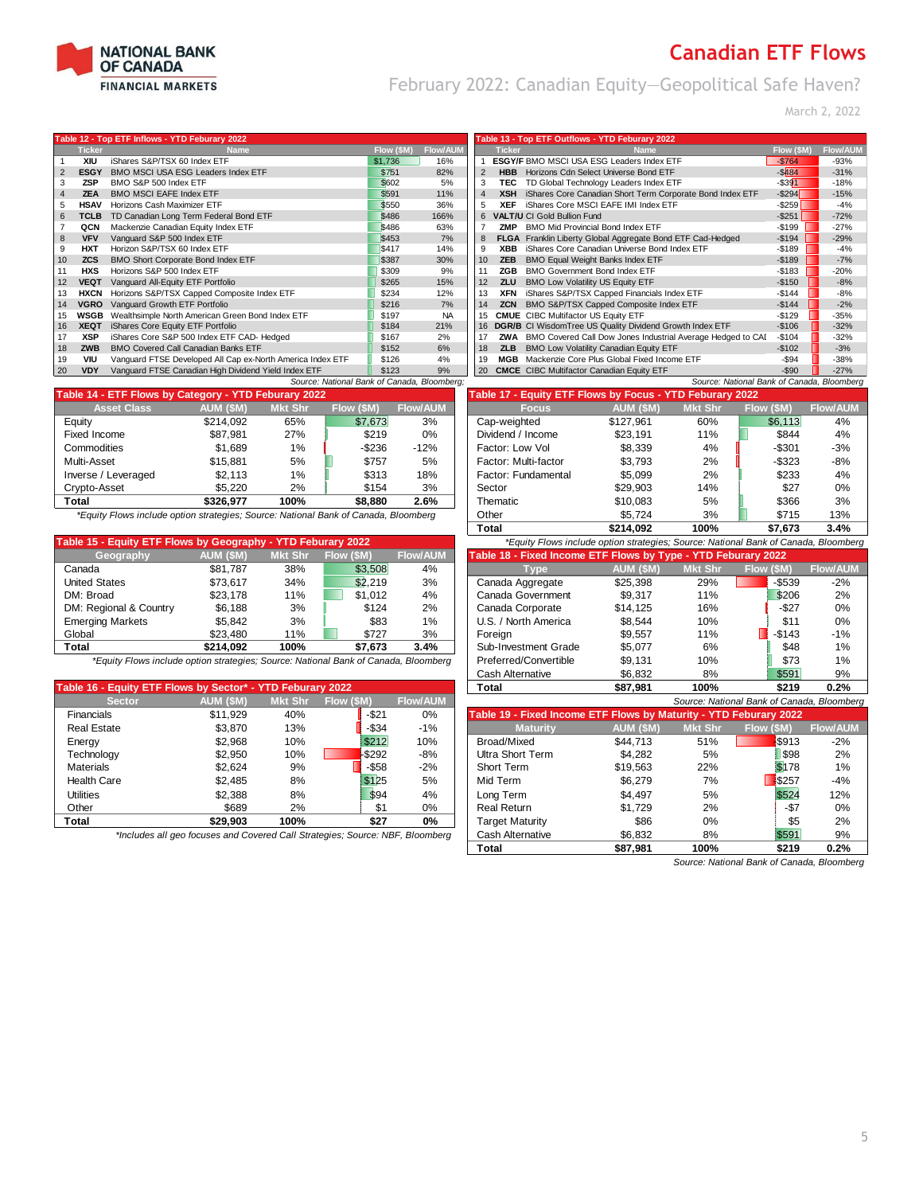# Canadian ETF Flows

## February 2022: Canadian Equity—Geopolitical Safe Haven?

March 2, 2022

**Table 12 - Top ETF Inflows - YTD Feburary 2022**

| | Ticker | Name | Flow ($M) | Flow/AUM |
|---|---|---|---|---|
| 1 | XIU | iShares S&P/TSX 60 Index ETF | $1,736 | 16% |
| 2 | ESGY | BMO MSCI USA ESG Leaders Index ETF | $751 | 82% |
| 3 | ZSP | BMO S&P 500 Index ETF | $602 | 5% |
| 4 | ZEA | BMO MSCI EAFE Index ETF | $591 | 11% |
| 5 | HSAV | Horizons Cash Maximizer ETF | $550 | 36% |
| 6 | TCLB | TD Canadian Long Term Federal Bond ETF | $486 | 166% |
| 7 | QCN | Mackenzie Canadian Equity Index ETF | $486 | 63% |
| 8 | VFV | Vanguard S&P 500 Index ETF | $453 | 7% |
| 9 | HXT | Horizon S&P/TSX 60 Index ETF | $417 | 14% |
| 10 | ZCS | BMO Short Corporate Bond Index ETF | $387 | 30% |
| 11 | HXS | Horizons S&P 500 Index ETF | $309 | 9% |
| 12 | VEQT | Vanguard All-Equity ETF Portfolio | $265 | 15% |
| 13 | HXCN | Horizons S&P/TSX Capped Composite Index ETF | $234 | 12% |
| 14 | VGRO | Vanguard Growth ETF Portfolio | $216 | 7% |
| 15 | WSGB | Wealthsimple North American Green Bond Index ETF | $197 | NA |
| 16 | XEQT | iShares Core Equity ETF Portfolio | $184 | 21% |
| 17 | XSP | iShares Core S&P 500 Index ETF CAD- Hedged | $167 | 2% |
| 18 | ZWB | BMO Covered Call Canadian Banks ETF | $152 | 6% |
| 19 | VIU | Vanguard FTSE Developed All Cap ex-North America Index ETF | $126 | 4% |
| 20 | VDY | Vanguard FTSE Canadian High Dividend Yield Index ETF | $123 | 9% |

*Source: National Bank of Canada, Bloomberg;*

**Table 13 - Top ETF Outflows - YTD Feburary 2022**

| | Ticker | Name | Flow ($M) | Flow/AUM |
|---|---|---|---|---|
| 1 | ESGY/F | BMO MSCI USA ESG Leaders Index ETF | -$764 | -93% |
| 2 | HBB | Horizons Cdn Select Universe Bond ETF | -$484 | -31% |
| 3 | TEC | TD Global Technology Leaders Index ETF | -$391 | -18% |
| 4 | XSH | iShares Core Canadian Short Term Corporate Bond Index ETF | -$294 | -15% |
| 5 | XEF | iShares Core MSCI EAFE IMI Index ETF | -$259 | -4% |
| 6 | VALT/U | CI Gold Bullion Fund | -$251 | -72% |
| 7 | ZMP | BMO Mid Provincial Bond Index ETF | -$199 | -27% |
| 8 | FLGA | Franklin Liberty Global Aggregate Bond ETF Cad-Hedged | -$194 | -29% |
| 9 | XBB | iShares Core Canadian Universe Bond Index ETF | -$189 | -4% |
| 10 | ZEB | BMO Equal Weight Banks Index ETF | -$189 | -7% |
| 11 | ZGB | BMO Government Bond Index ETF | -$183 | -20% |
| 12 | ZLU | BMO Low Volatility US Equity ETF | -$150 | -8% |
| 13 | XFN | iShares S&P/TSX Capped Financials Index ETF | -$144 | -8% |
| 14 | ZCN | BMO S&P/TSX Capped Composite Index ETF | -$144 | -2% |
| 15 | CMUE | CIBC Multifactor US Equity ETF | -$129 | -35% |
| 16 | DGR/B | CI WisdomTree US Quality Dividend Growth Index ETF | -$106 | -32% |
| 17 | ZWA | BMO Covered Call Dow Jones Industrial Average Hedged to CAI | -$104 | -32% |
| 18 | ZLB | BMO Low Volatility Canadian Equity ETF | -$102 | -3% |
| 19 | MGB | Mackenzie Core Plus Global Fixed Income ETF | -$94 | -38% |
| 20 | CMCE | CIBC Multifactor Canadian Equity ETF | -$90 | -27% |

*Source: National Bank of Canada, Bloomberg*

**Table 14 - ETF Flows by Category - YTD Feburary 2022**

| Asset Class | AUM ($M) | Mkt Shr | Flow ($M) | Flow/AUM |
|---|---|---|---|---|
| Equity | $214,092 | 65% | $7,673 | 3% |
| Fixed Income | $87,981 | 27% | $219 | 0% |
| Commodities | $1,689 | 1% | -$236 | -12% |
| Multi-Asset | $15,881 | 5% | $757 | 5% |
| Inverse / Leveraged | $2,113 | 1% | $313 | 18% |
| Crypto-Asset | $5,220 | 2% | $154 | 3% |
| **Total** | **$326,977** | **100%** | **$8,880** | **2.6%** |

*\*Equity Flows include option strategies; Source: National Bank of Canada, Bloomberg*

**Table 15 - Equity ETF Flows by Geography - YTD Feburary 2022**

| Geography | AUM ($M) | Mkt Shr | Flow ($M) | Flow/AUM |
|---|---|---|---|---|
| Canada | $81,787 | 38% | $3,508 | 4% |
| United States | $73,617 | 34% | $2,219 | 3% |
| DM: Broad | $23,178 | 11% | $1,012 | 4% |
| DM: Regional & Country | $6,188 | 3% | $124 | 2% |
| Emerging Markets | $5,842 | 3% | $83 | 1% |
| Global | $23,480 | 11% | $727 | 3% |
| **Total** | **$214,092** | **100%** | **$7,673** | **3.4%** |

*\*Equity Flows include option strategies; Source: National Bank of Canada, Bloomberg*

**Table 16 - Equity ETF Flows by Sector\* - YTD Feburary 2022**

| Sector | AUM ($M) | Mkt Shr | Flow ($M) | Flow/AUM |
|---|---|---|---|---|
| Financials | $11,929 | 40% | -$21 | 0% |
| Real Estate | $3,870 | 13% | -$34 | -1% |
| Energy | $2,968 | 10% | $212 | 10% |
| Technology | $2,950 | 10% | -$292 | -8% |
| Materials | $2,624 | 9% | -$58 | -2% |
| Health Care | $2,485 | 8% | $125 | 5% |
| Utilities | $2,388 | 8% | $94 | 4% |
| Other | $689 | 2% | $1 | 0% |
| **Total** | **$29,903** | **100%** | **$27** | **0%** |

*\*Includes all geo focuses and Covered Call Strategies; Source: NBF, Bloomberg*

**Table 17 - Equity ETF Flows by Focus - YTD Feburary 2022**

| Focus | AUM ($M) | Mkt Shr | Flow ($M) | Flow/AUM |
|---|---|---|---|---|
| Cap-weighted | $127,961 | 60% | $6,113 | 4% |
| Dividend / Income | $23,191 | 11% | $844 | 4% |
| Factor: Low Vol | $8,339 | 4% | -$301 | -3% |
| Factor: Multi-factor | $3,793 | 2% | -$323 | -8% |
| Factor: Fundamental | $5,099 | 2% | $233 | 4% |
| Sector | $29,903 | 14% | $27 | 0% |
| Thematic | $10,083 | 5% | $366 | 3% |
| Other | $5,724 | 3% | $715 | 13% |
| **Total** | **$214,092** | **100%** | **$7,673** | **3.4%** |

*\*Equity Flows include option strategies; Source: National Bank of Canada, Bloomberg*

**Table 18 - Fixed Income ETF Flows by Type - YTD Feburary 2022**

| Type | AUM ($M) | Mkt Shr | Flow ($M) | Flow/AUM |
|---|---|---|---|---|
| Canada Aggregate | $25,398 | 29% | -$539 | -2% |
| Canada Government | $9,317 | 11% | $206 | 2% |
| Canada Corporate | $14,125 | 16% | -$27 | 0% |
| U.S. / North America | $8,544 | 10% | $11 | 0% |
| Foreign | $9,557 | 11% | -$143 | -1% |
| Sub-Investment Grade | $5,077 | 6% | $48 | 1% |
| Preferred/Convertible | $9,131 | 10% | $73 | 1% |
| Cash Alternative | $6,832 | 8% | $591 | 9% |
| **Total** | **$87,981** | **100%** | **$219** | **0.2%** |

*Source: National Bank of Canada, Bloomberg*

**Table 19 - Fixed Income ETF Flows by Maturity - YTD Feburary 2022**

| Maturity | AUM ($M) | Mkt Shr | Flow ($M) | Flow/AUM |
|---|---|---|---|---|
| Broad/Mixed | $44,713 | 51% | -$913 | -2% |
| Ultra Short Term | $4,282 | 5% | $98 | 2% |
| Short Term | $19,563 | 22% | $178 | 1% |
| Mid Term | $6,279 | 7% | -$257 | -4% |
| Long Term | $4,497 | 5% | $524 | 12% |
| Real Return | $1,729 | 2% | -$7 | 0% |
| Target Maturity | $86 | 0% | $5 | 2% |
| Cash Alternative | $6,832 | 8% | $591 | 9% |
| **Total** | **$87,981** | **100%** | **$219** | **0.2%** |

*Source: National Bank of Canada, Bloomberg*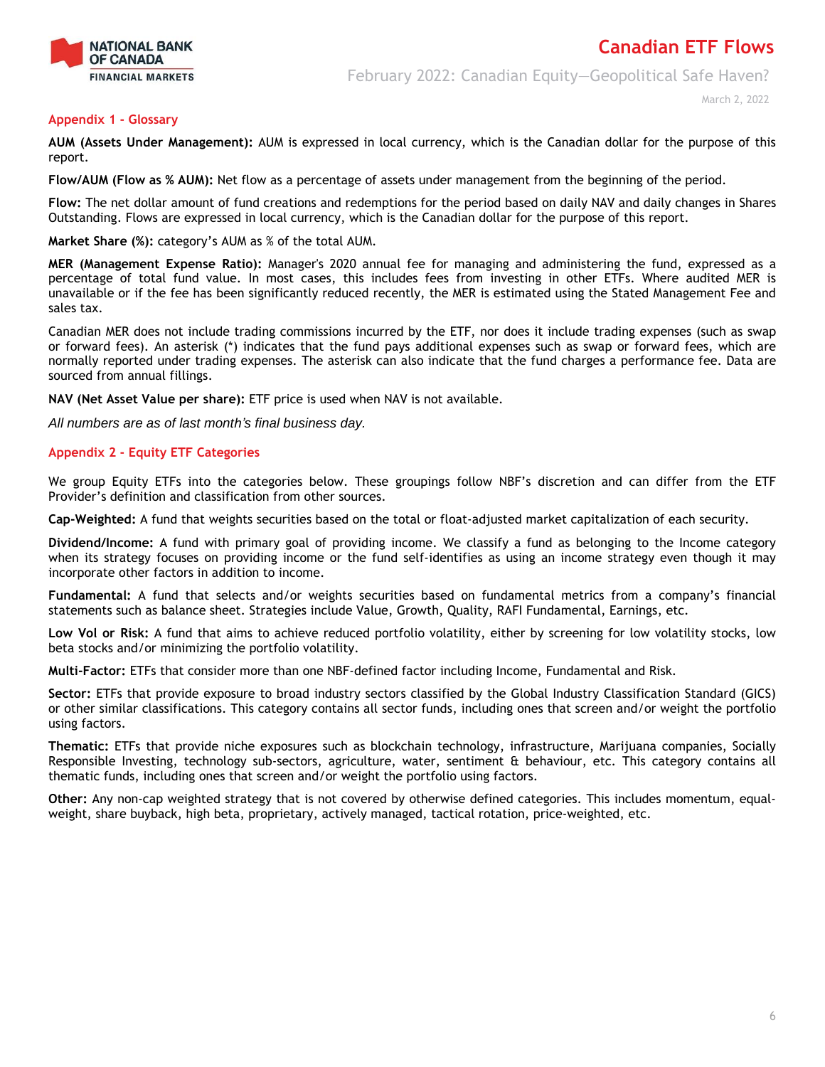## Appendix 1 - Glossary

**AUM (Assets Under Management):** AUM is expressed in local currency, which is the Canadian dollar for the purpose of this report.

**Flow/AUM (Flow as % AUM):** Net flow as a percentage of assets under management from the beginning of the period.

**Flow:** The net dollar amount of fund creations and redemptions for the period based on daily NAV and daily changes in Shares Outstanding. Flows are expressed in local currency, which is the Canadian dollar for the purpose of this report.

**Market Share (%):** category's AUM as % of the total AUM.

**MER (Management Expense Ratio):** Manager's 2020 annual fee for managing and administering the fund, expressed as a percentage of total fund value. In most cases, this includes fees from investing in other ETFs. Where audited MER is unavailable or if the fee has been significantly reduced recently, the MER is estimated using the Stated Management Fee and sales tax.

Canadian MER does not include trading commissions incurred by the ETF, nor does it include trading expenses (such as swap or forward fees). An asterisk (*) indicates that the fund pays additional expenses such as swap or forward fees, which are normally reported under trading expenses. The asterisk can also indicate that the fund charges a performance fee. Data are sourced from annual fillings.

**NAV (Net Asset Value per share):** ETF price is used when NAV is not available.

*All numbers are as of last month's final business day.*

## Appendix 2 - Equity ETF Categories

We group Equity ETFs into the categories below. These groupings follow NBF's discretion and can differ from the ETF Provider's definition and classification from other sources.

**Cap-Weighted:** A fund that weights securities based on the total or float-adjusted market capitalization of each security.

**Dividend/Income:** A fund with primary goal of providing income. We classify a fund as belonging to the Income category when its strategy focuses on providing income or the fund self-identifies as using an income strategy even though it may incorporate other factors in addition to income.

**Fundamental:** A fund that selects and/or weights securities based on fundamental metrics from a company's financial statements such as balance sheet. Strategies include Value, Growth, Quality, RAFI Fundamental, Earnings, etc.

**Low Vol or Risk:** A fund that aims to achieve reduced portfolio volatility, either by screening for low volatility stocks, low beta stocks and/or minimizing the portfolio volatility.

**Multi-Factor:** ETFs that consider more than one NBF-defined factor including Income, Fundamental and Risk.

**Sector:** ETFs that provide exposure to broad industry sectors classified by the Global Industry Classification Standard (GICS) or other similar classifications. This category contains all sector funds, including ones that screen and/or weight the portfolio using factors.

**Thematic:** ETFs that provide niche exposures such as blockchain technology, infrastructure, Marijuana companies, Socially Responsible Investing, technology sub-sectors, agriculture, water, sentiment & behaviour, etc. This category contains all thematic funds, including ones that screen and/or weight the portfolio using factors.

**Other:** Any non-cap weighted strategy that is not covered by otherwise defined categories. This includes momentum, equal-weight, share buyback, high beta, proprietary, actively managed, tactical rotation, price-weighted, etc.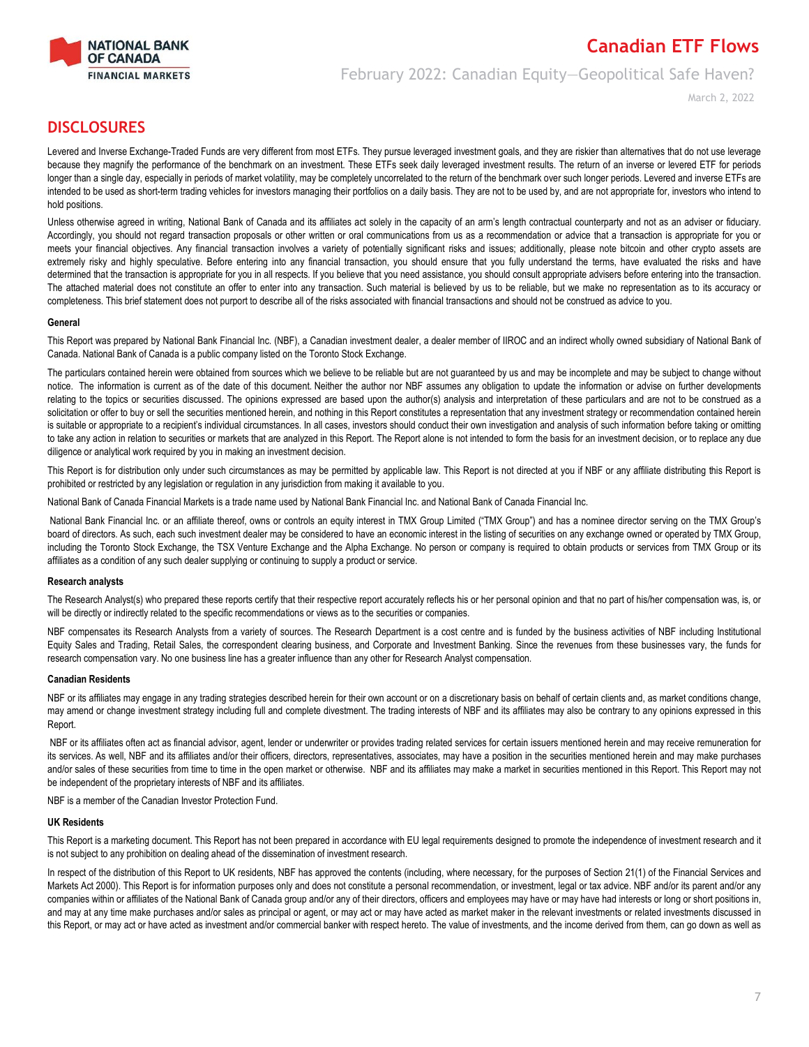## DISCLOSURES

Levered and Inverse Exchange-Traded Funds are very different from most ETFs. They pursue leveraged investment goals, and they are riskier than alternatives that do not use leverage because they magnify the performance of the benchmark on an investment. These ETFs seek daily leveraged investment results. The return of an inverse or levered ETF for periods longer than a single day, especially in periods of market volatility, may be completely uncorrelated to the return of the benchmark over such longer periods. Levered and inverse ETFs are intended to be used as short-term trading vehicles for investors managing their portfolios on a daily basis. They are not to be used by, and are not appropriate for, investors who intend to hold positions.

Unless otherwise agreed in writing, National Bank of Canada and its affiliates act solely in the capacity of an arm's length contractual counterparty and not as an adviser or fiduciary. Accordingly, you should not regard transaction proposals or other written or oral communications from us as a recommendation or advice that a transaction is appropriate for you or meets your financial objectives. Any financial transaction involves a variety of potentially significant risks and issues; additionally, please note bitcoin and other crypto assets are extremely risky and highly speculative. Before entering into any financial transaction, you should ensure that you fully understand the terms, have evaluated the risks and have determined that the transaction is appropriate for you in all respects. If you believe that you need assistance, you should consult appropriate advisers before entering into the transaction. The attached material does not constitute an offer to enter into any transaction. Such material is believed by us to be reliable, but we make no representation as to its accuracy or completeness. This brief statement does not purport to describe all of the risks associated with financial transactions and should not be construed as advice to you.

#### General

This Report was prepared by National Bank Financial Inc. (NBF), a Canadian investment dealer, a dealer member of IIROC and an indirect wholly owned subsidiary of National Bank of Canada. National Bank of Canada is a public company listed on the Toronto Stock Exchange.

The particulars contained herein were obtained from sources which we believe to be reliable but are not guaranteed by us and may be incomplete and may be subject to change without notice. The information is current as of the date of this document. Neither the author nor NBF assumes any obligation to update the information or advise on further developments relating to the topics or securities discussed. The opinions expressed are based upon the author(s) analysis and interpretation of these particulars and are not to be construed as a solicitation or offer to buy or sell the securities mentioned herein, and nothing in this Report constitutes a representation that any investment strategy or recommendation contained herein is suitable or appropriate to a recipient's individual circumstances. In all cases, investors should conduct their own investigation and analysis of such information before taking or omitting to take any action in relation to securities or markets that are analyzed in this Report. The Report alone is not intended to form the basis for an investment decision, or to replace any due diligence or analytical work required by you in making an investment decision.

This Report is for distribution only under such circumstances as may be permitted by applicable law. This Report is not directed at you if NBF or any affiliate distributing this Report is prohibited or restricted by any legislation or regulation in any jurisdiction from making it available to you.

National Bank of Canada Financial Markets is a trade name used by National Bank Financial Inc. and National Bank of Canada Financial Inc.

National Bank Financial Inc. or an affiliate thereof, owns or controls an equity interest in TMX Group Limited ("TMX Group") and has a nominee director serving on the TMX Group's board of directors. As such, each such investment dealer may be considered to have an economic interest in the listing of securities on any exchange owned or operated by TMX Group, including the Toronto Stock Exchange, the TSX Venture Exchange and the Alpha Exchange. No person or company is required to obtain products or services from TMX Group or its affiliates as a condition of any such dealer supplying or continuing to supply a product or service.

#### Research analysts

The Research Analyst(s) who prepared these reports certify that their respective report accurately reflects his or her personal opinion and that no part of his/her compensation was, is, or will be directly or indirectly related to the specific recommendations or views as to the securities or companies.

NBF compensates its Research Analysts from a variety of sources. The Research Department is a cost centre and is funded by the business activities of NBF including Institutional Equity Sales and Trading, Retail Sales, the correspondent clearing business, and Corporate and Investment Banking. Since the revenues from these businesses vary, the funds for research compensation vary. No one business line has a greater influence than any other for Research Analyst compensation.

#### Canadian Residents

NBF or its affiliates may engage in any trading strategies described herein for their own account or on a discretionary basis on behalf of certain clients and, as market conditions change, may amend or change investment strategy including full and complete divestment. The trading interests of NBF and its affiliates may also be contrary to any opinions expressed in this Report.

NBF or its affiliates often act as financial advisor, agent, lender or underwriter or provides trading related services for certain issuers mentioned herein and may receive remuneration for its services. As well, NBF and its affiliates and/or their officers, directors, representatives, associates, may have a position in the securities mentioned herein and may make purchases and/or sales of these securities from time to time in the open market or otherwise. NBF and its affiliates may make a market in securities mentioned in this Report. This Report may not be independent of the proprietary interests of NBF and its affiliates.

NBF is a member of the Canadian Investor Protection Fund.

#### UK Residents

This Report is a marketing document. This Report has not been prepared in accordance with EU legal requirements designed to promote the independence of investment research and it is not subject to any prohibition on dealing ahead of the dissemination of investment research.

In respect of the distribution of this Report to UK residents, NBF has approved the contents (including, where necessary, for the purposes of Section 21(1) of the Financial Services and Markets Act 2000). This Report is for information purposes only and does not constitute a personal recommendation, or investment, legal or tax advice. NBF and/or its parent and/or any companies within or affiliates of the National Bank of Canada group and/or any of their directors, officers and employees may have or may have had interests or long or short positions in, and may at any time make purchases and/or sales as principal or agent, or may act or may have acted as market maker in the relevant investments or related investments discussed in this Report, or may act or have acted as investment and/or commercial banker with respect hereto. The value of investments, and the income derived from them, can go down as well as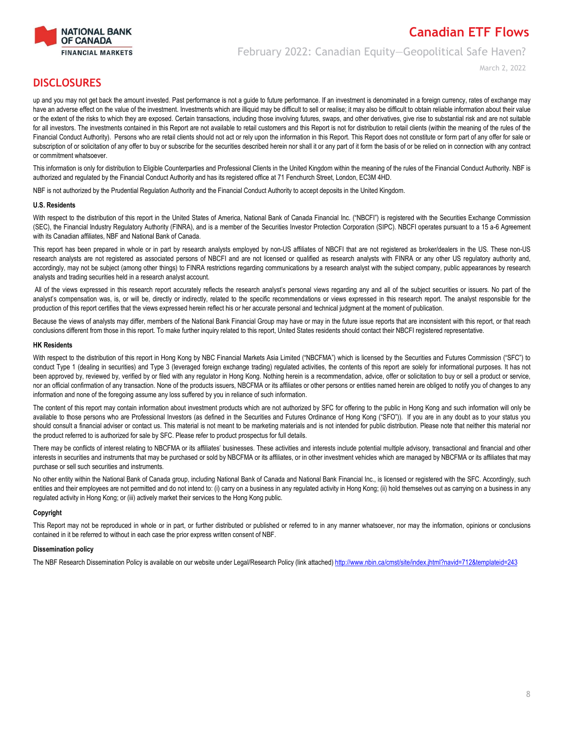## DISCLOSURES

up and you may not get back the amount invested. Past performance is not a guide to future performance. If an investment is denominated in a foreign currency, rates of exchange may have an adverse effect on the value of the investment. Investments which are illiquid may be difficult to sell or realise; it may also be difficult to obtain reliable information about their value or the extent of the risks to which they are exposed. Certain transactions, including those involving futures, swaps, and other derivatives, give rise to substantial risk and are not suitable for all investors. The investments contained in this Report are not available to retail customers and this Report is not for distribution to retail clients (within the meaning of the rules of the Financial Conduct Authority). Persons who are retail clients should not act or rely upon the information in this Report. This Report does not constitute or form part of any offer for sale or subscription of or solicitation of any offer to buy or subscribe for the securities described herein nor shall it or any part of it form the basis of or be relied on in connection with any contract or commitment whatsoever.

This information is only for distribution to Eligible Counterparties and Professional Clients in the United Kingdom within the meaning of the rules of the Financial Conduct Authority. NBF is authorized and regulated by the Financial Conduct Authority and has its registered office at 71 Fenchurch Street, London, EC3M 4HD.

NBF is not authorized by the Prudential Regulation Authority and the Financial Conduct Authority to accept deposits in the United Kingdom.

**U.S. Residents**

With respect to the distribution of this report in the United States of America, National Bank of Canada Financial Inc. ("NBCFI") is registered with the Securities Exchange Commission (SEC), the Financial Industry Regulatory Authority (FINRA), and is a member of the Securities Investor Protection Corporation (SIPC). NBCFI operates pursuant to a 15 a-6 Agreement with its Canadian affiliates, NBF and National Bank of Canada.

This report has been prepared in whole or in part by research analysts employed by non-US affiliates of NBCFI that are not registered as broker/dealers in the US. These non-US research analysts are not registered as associated persons of NBCFI and are not licensed or qualified as research analysts with FINRA or any other US regulatory authority and, accordingly, may not be subject (among other things) to FINRA restrictions regarding communications by a research analyst with the subject company, public appearances by research analysts and trading securities held in a research analyst account.

All of the views expressed in this research report accurately reflects the research analyst's personal views regarding any and all of the subject securities or issuers. No part of the analyst's compensation was, is, or will be, directly or indirectly, related to the specific recommendations or views expressed in this research report. The analyst responsible for the production of this report certifies that the views expressed herein reflect his or her accurate personal and technical judgment at the moment of publication.

Because the views of analysts may differ, members of the National Bank Financial Group may have or may in the future issue reports that are inconsistent with this report, or that reach conclusions different from those in this report. To make further inquiry related to this report, United States residents should contact their NBCFI registered representative.

**HK Residents**

With respect to the distribution of this report in Hong Kong by NBC Financial Markets Asia Limited ("NBCFMA") which is licensed by the Securities and Futures Commission ("SFC") to conduct Type 1 (dealing in securities) and Type 3 (leveraged foreign exchange trading) regulated activities, the contents of this report are solely for informational purposes. It has not been approved by, reviewed by, verified by or filed with any regulator in Hong Kong. Nothing herein is a recommendation, advice, offer or solicitation to buy or sell a product or service, nor an official confirmation of any transaction. None of the products issuers, NBCFMA or its affiliates or other persons or entities named herein are obliged to notify you of changes to any information and none of the foregoing assume any loss suffered by you in reliance of such information.

The content of this report may contain information about investment products which are not authorized by SFC for offering to the public in Hong Kong and such information will only be available to those persons who are Professional Investors (as defined in the Securities and Futures Ordinance of Hong Kong ("SFO")). If you are in any doubt as to your status you should consult a financial adviser or contact us. This material is not meant to be marketing materials and is not intended for public distribution. Please note that neither this material nor the product referred to is authorized for sale by SFC. Please refer to product prospectus for full details.

There may be conflicts of interest relating to NBCFMA or its affiliates' businesses. These activities and interests include potential multiple advisory, transactional and financial and other interests in securities and instruments that may be purchased or sold by NBCFMA or its affiliates, or in other investment vehicles which are managed by NBCFMA or its affiliates that may purchase or sell such securities and instruments.

No other entity within the National Bank of Canada group, including National Bank of Canada and National Bank Financial Inc., is licensed or registered with the SFC. Accordingly, such entities and their employees are not permitted and do not intend to: (i) carry on a business in any regulated activity in Hong Kong; (ii) hold themselves out as carrying on a business in any regulated activity in Hong Kong; or (iii) actively market their services to the Hong Kong public.

**Copyright**

This Report may not be reproduced in whole or in part, or further distributed or published or referred to in any manner whatsoever, nor may the information, opinions or conclusions contained in it be referred to without in each case the prior express written consent of NBF.

**Dissemination policy**

The NBF Research Dissemination Policy is available on our website under Legal/Research Policy (link attached) http://www.nbin.ca/cmst/site/index.jhtml?navid=712&templateid=243